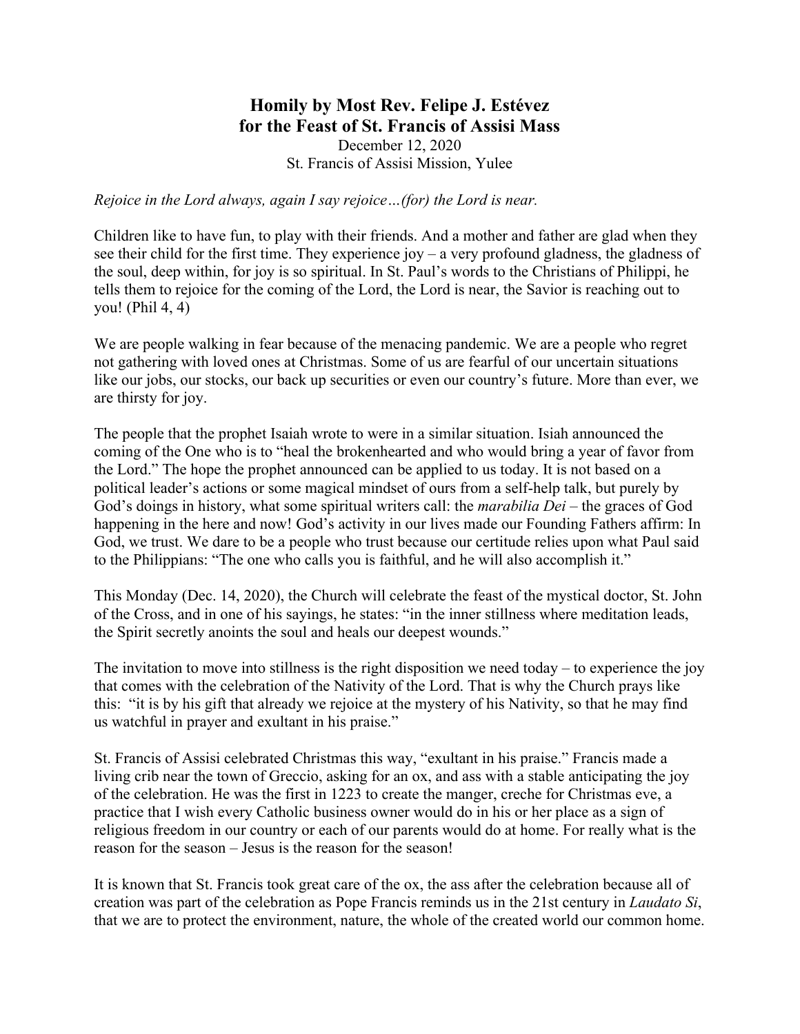# Homily by Most Rev. Felipe J. Estévez
# for the Feast of St. Francis of Assisi Mass

December 12, 2020
St. Francis of Assisi Mission, Yulee

*Rejoice in the Lord always, again I say rejoice…(for) the Lord is near.*

Children like to have fun, to play with their friends. And a mother and father are glad when they see their child for the first time. They experience joy – a very profound gladness, the gladness of the soul, deep within, for joy is so spiritual. In St. Paul's words to the Christians of Philippi, he tells them to rejoice for the coming of the Lord, the Lord is near, the Savior is reaching out to you! (Phil 4, 4)

We are people walking in fear because of the menacing pandemic. We are a people who regret not gathering with loved ones at Christmas. Some of us are fearful of our uncertain situations like our jobs, our stocks, our back up securities or even our country's future. More than ever, we are thirsty for joy.

The people that the prophet Isaiah wrote to were in a similar situation. Isiah announced the coming of the One who is to "heal the brokenhearted and who would bring a year of favor from the Lord." The hope the prophet announced can be applied to us today. It is not based on a political leader's actions or some magical mindset of ours from a self-help talk, but purely by God's doings in history, what some spiritual writers call: the *marabilia Dei* – the graces of God happening in the here and now! God's activity in our lives made our Founding Fathers affirm: In God, we trust. We dare to be a people who trust because our certitude relies upon what Paul said to the Philippians: "The one who calls you is faithful, and he will also accomplish it."

This Monday (Dec. 14, 2020), the Church will celebrate the feast of the mystical doctor, St. John of the Cross, and in one of his sayings, he states: "in the inner stillness where meditation leads, the Spirit secretly anoints the soul and heals our deepest wounds."

The invitation to move into stillness is the right disposition we need today – to experience the joy that comes with the celebration of the Nativity of the Lord. That is why the Church prays like this: "it is by his gift that already we rejoice at the mystery of his Nativity, so that he may find us watchful in prayer and exultant in his praise."

St. Francis of Assisi celebrated Christmas this way, "exultant in his praise." Francis made a living crib near the town of Greccio, asking for an ox, and ass with a stable anticipating the joy of the celebration. He was the first in 1223 to create the manger, creche for Christmas eve, a practice that I wish every Catholic business owner would do in his or her place as a sign of religious freedom in our country or each of our parents would do at home. For really what is the reason for the season – Jesus is the reason for the season!

It is known that St. Francis took great care of the ox, the ass after the celebration because all of creation was part of the celebration as Pope Francis reminds us in the 21st century in *Laudato Si*, that we are to protect the environment, nature, the whole of the created world our common home.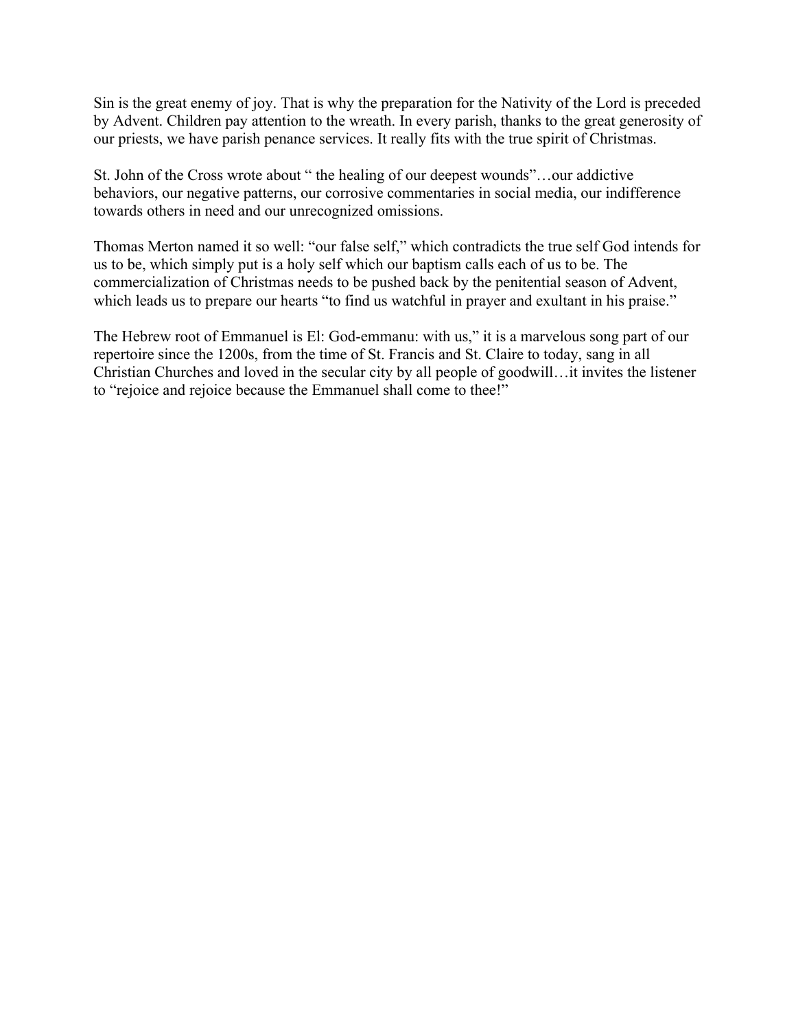Sin is the great enemy of joy. That is why the preparation for the Nativity of the Lord is preceded by Advent. Children pay attention to the wreath. In every parish, thanks to the great generosity of our priests, we have parish penance services. It really fits with the true spirit of Christmas.

St. John of the Cross wrote about " the healing of our deepest wounds"…our addictive behaviors, our negative patterns, our corrosive commentaries in social media, our indifference towards others in need and our unrecognized omissions.

Thomas Merton named it so well: "our false self," which contradicts the true self God intends for us to be, which simply put is a holy self which our baptism calls each of us to be. The commercialization of Christmas needs to be pushed back by the penitential season of Advent, which leads us to prepare our hearts "to find us watchful in prayer and exultant in his praise."

The Hebrew root of Emmanuel is El: God-emmanu: with us," it is a marvelous song part of our repertoire since the 1200s, from the time of St. Francis and St. Claire to today, sang in all Christian Churches and loved in the secular city by all people of goodwill…it invites the listener to "rejoice and rejoice because the Emmanuel shall come to thee!"